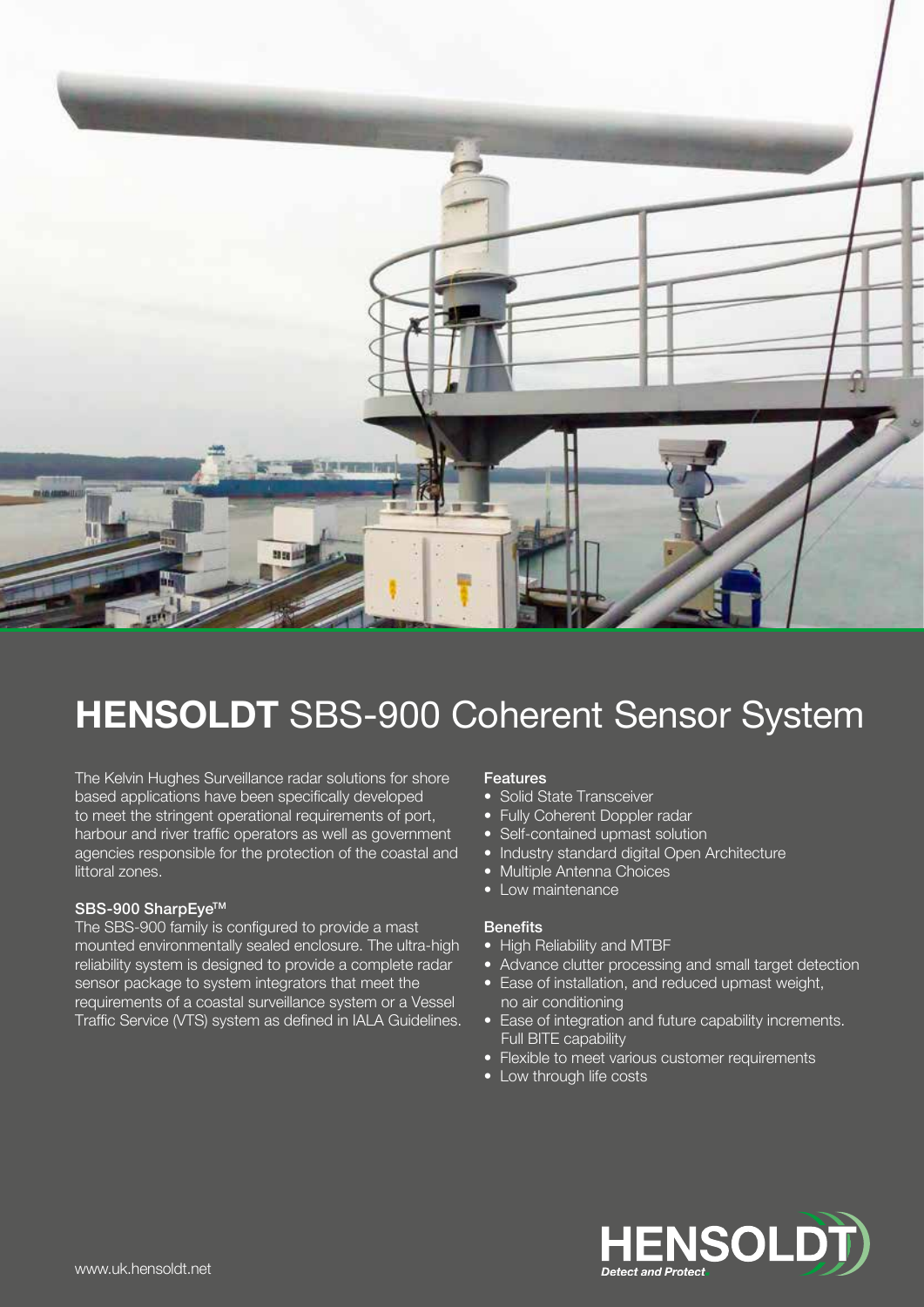# **HENSOLDT** SBS-900 Coherent Sensor System

The Kelvin Hughes Surveillance radar solutions for shore based applications have been specifically developed to meet the stringent operational requirements of port, harbour and river traffic operators as well as government agencies responsible for the protection of the coastal and littoral zones.

### SBS-900 SharpEye™

The SBS-900 family is configured to provide a mast mounted environmentally sealed enclosure. The ultra-high reliability system is designed to provide a complete radar sensor package to system integrators that meet the requirements of a coastal surveillance system or a Vessel Traffic Service (VTS) system as defined in IALA Guidelines.

### Features

- Solid State Transceiver
- Fully Coherent Doppler radar
- Self-contained upmast solution
- Industry standard digital Open Architecture
- Multiple Antenna Choices
- Low maintenance

### Benefits

- High Reliability and MTBF
- Advance clutter processing and small target detection
- Ease of installation, and reduced upmast weight, no air conditioning
- Ease of integration and future capability increments. Full BITE capability
- Flexible to meet various customer requirements
- Low through life costs

www.uk.hensoldt.net

**HENSOLDT**
*Detect and Protect.*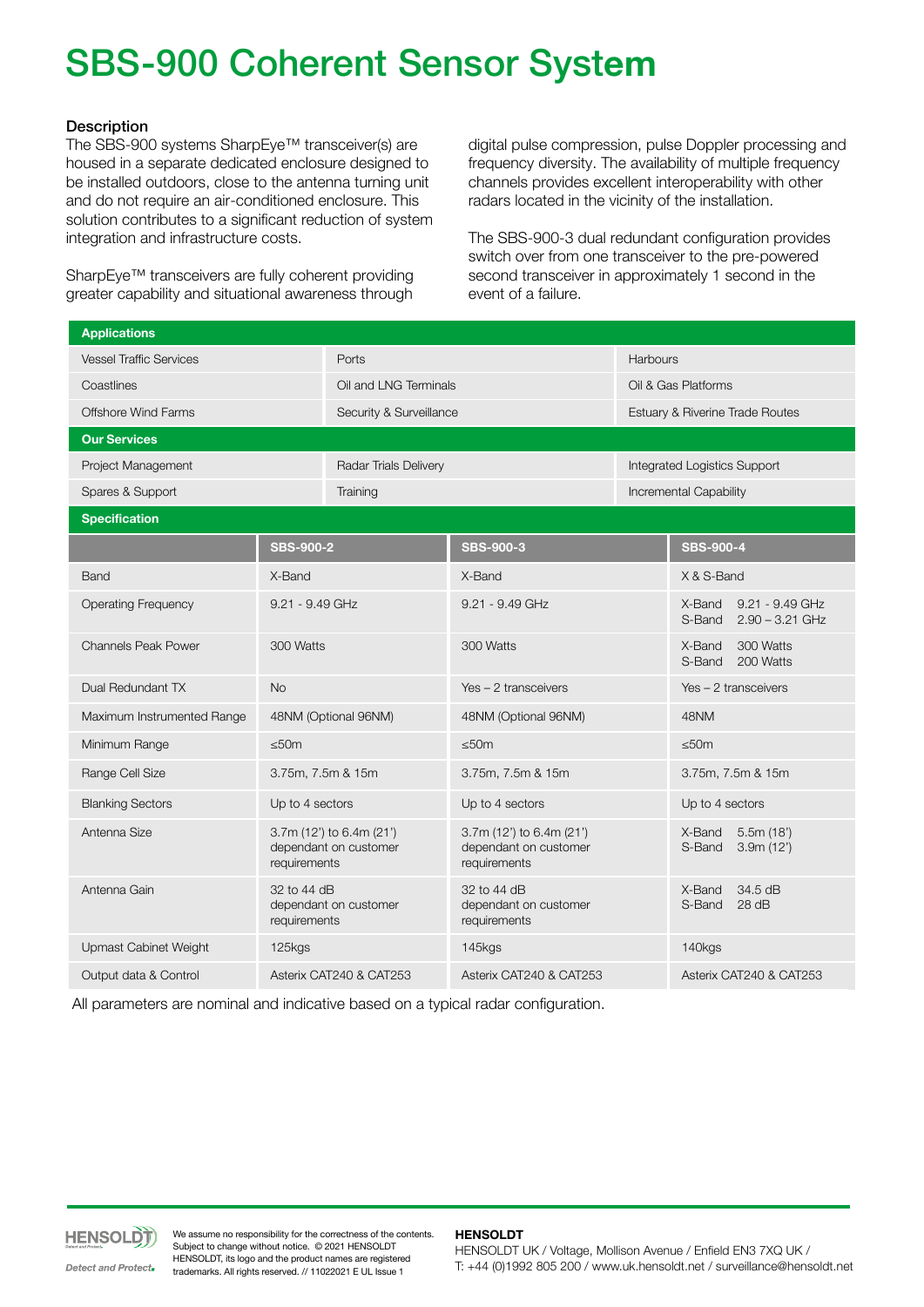# SBS-900 Coherent Sensor System

### Description

The SBS-900 systems SharpEye™ transceiver(s) are housed in a separate dedicated enclosure designed to be installed outdoors, close to the antenna turning unit and do not require an air-conditioned enclosure. This solution contributes to a significant reduction of system integration and infrastructure costs.

SharpEye™ transceivers are fully coherent providing greater capability and situational awareness through digital pulse compression, pulse Doppler processing and frequency diversity. The availability of multiple frequency channels provides excellent interoperability with other radars located in the vicinity of the installation.

The SBS-900-3 dual redundant configuration provides switch over from one transceiver to the pre-powered second transceiver in approximately 1 second in the event of a failure.

| **Applications** | | |
|---|---|---|
| Vessel Traffic Services | Ports | Harbours |
| Coastlines | Oil and LNG Terminals | Oil & Gas Platforms |
| Offshore Wind Farms | Security & Surveillance | Estuary & Riverine Trade Routes |

| **Our Services** | | |
|---|---|---|
| Project Management | Radar Trials Delivery | Integrated Logistics Support |
| Spares & Support | Training | Incremental Capability |

**Specification**

| | SBS-900-2 | SBS-900-3 | SBS-900-4 |
|---|---|---|---|
| Band | X-Band | X-Band | X & S-Band |
| Operating Frequency | 9.21 - 9.49 GHz | 9.21 - 9.49 GHz | X-Band 9.21 - 9.49 GHz<br>S-Band 2.90 – 3.21 GHz |
| Channels Peak Power | 300 Watts | 300 Watts | X-Band 300 Watts<br>S-Band 200 Watts |
| Dual Redundant TX | No | Yes – 2 transceivers | Yes – 2 transceivers |
| Maximum Instrumented Range | 48NM (Optional 96NM) | 48NM (Optional 96NM) | 48NM |
| Minimum Range | ≤50m | ≤50m | ≤50m |
| Range Cell Size | 3.75m, 7.5m & 15m | 3.75m, 7.5m & 15m | 3.75m, 7.5m & 15m |
| Blanking Sectors | Up to 4 sectors | Up to 4 sectors | Up to 4 sectors |
| Antenna Size | 3.7m (12') to 6.4m (21') dependant on customer requirements | 3.7m (12') to 6.4m (21') dependant on customer requirements | X-Band 5.5m (18')<br>S-Band 3.9m (12') |
| Antenna Gain | 32 to 44 dB dependant on customer requirements | 32 to 44 dB dependant on customer requirements | X-Band 34.5 dB<br>S-Band 28 dB |
| Upmast Cabinet Weight | 125kgs | 145kgs | 140kgs |
| Output data & Control | Asterix CAT240 & CAT253 | Asterix CAT240 & CAT253 | Asterix CAT240 & CAT253 |

All parameters are nominal and indicative based on a typical radar configuration.

HENSOLDT
*Detect and Protect.*

We assume no responsibility for the correctness of the contents. Subject to change without notice. © 2021 HENSOLDT HENSOLDT, its logo and the product names are registered trademarks. All rights reserved. // 11022021 E UL Issue 1

**HENSOLDT**
HENSOLDT UK / Voltage, Mollison Avenue / Enfield EN3 7XQ UK /
T: +44 (0)1992 805 200 / www.uk.hensoldt.net / surveillance@hensoldt.net